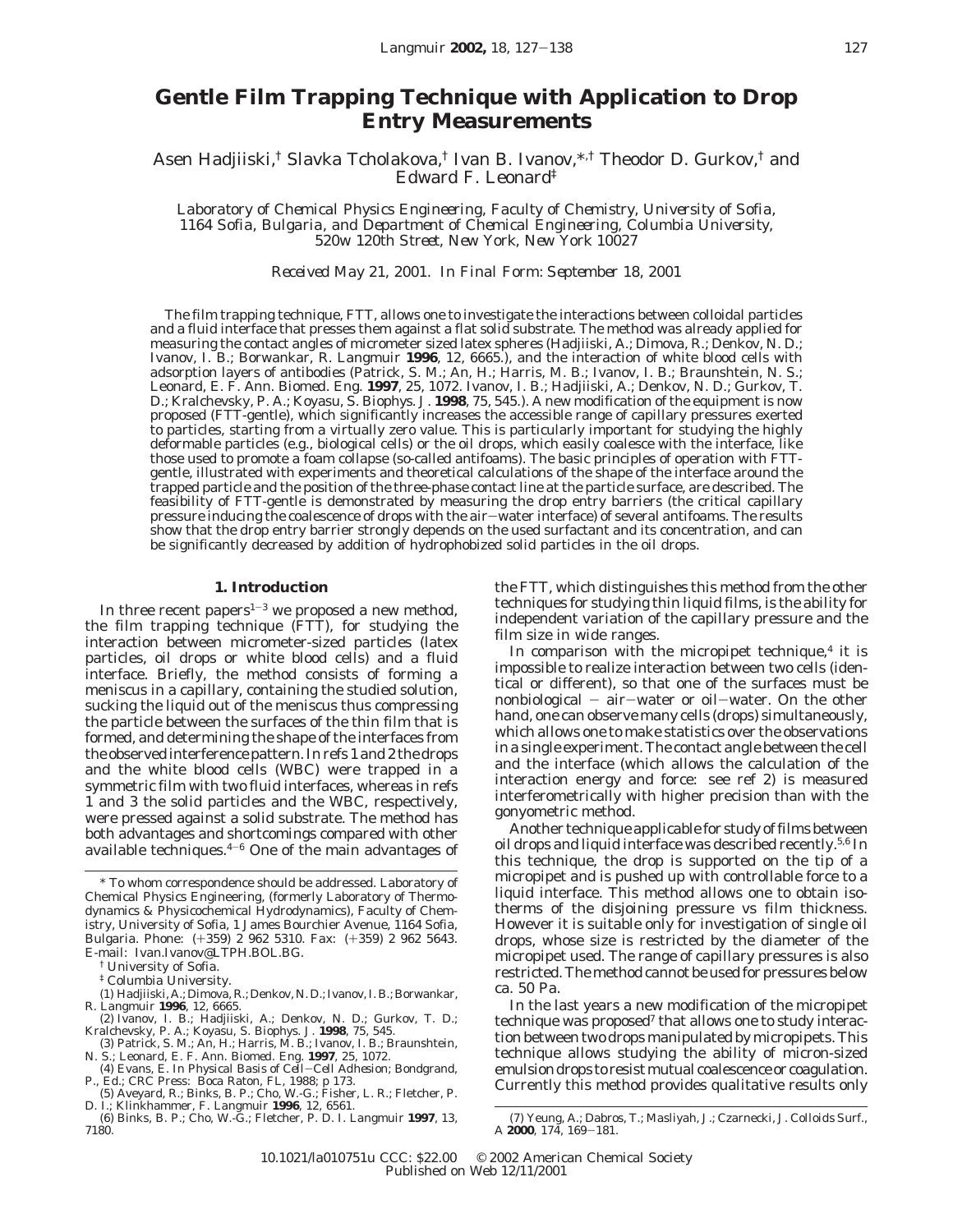# Gentle Film Trapping Technique with Application to Drop Entry Measurements

Asen Hadjiiski,[†] Slavka Tcholakova,[†] Ivan B. Ivanov,[*,†] Theodor D. Gurkov,[†] and Edward F. Leonard[‡]

*Laboratory of Chemical Physics Engineering, Faculty of Chemistry, University of Sofia, 1164 Sofia, Bulgaria, and Department of Chemical Engineering, Columbia University, 520w 120th Street, New York, New York 10027*

*Received May 21, 2001. In Final Form: September 18, 2001*

The film trapping technique, FTT, allows one to investigate the interactions between colloidal particles and a fluid interface that presses them against a flat solid substrate. The method was already applied for measuring the contact angles of micrometer sized latex spheres (Hadjiiski, A.; Dimova, R.; Denkov, N. D.; Ivanov, I. B.; Borwankar, R. *Langmuir* **1996**, 12, 6665.), and the interaction of white blood cells with adsorption layers of antibodies (Patrick, S. M.; An, H.; Harris, M. B.; Ivanov, I. B.; Braunshtein, N. S.; Leonard, E. F. *Ann. Biomed. Eng.* **1997**, 25, 1072. Ivanov, I. B.; Hadjiiski, A.; Denkov, N. D.; Gurkov, T. D.; Kralchevsky, P. A.; Koyasu, S. *Biophys. J.* **1998**, 75, 545.). A new modification of the equipment is now proposed (FTT-gentle), which significantly increases the accessible range of capillary pressures exerted to particles, starting from a virtually zero value. This is particularly important for studying the highly deformable particles (e.g., biological cells) or the oil drops, which easily coalesce with the interface, like those used to promote a foam collapse (so-called antifoams). The basic principles of operation with FTT-gentle, illustrated with experiments and theoretical calculations of the shape of the interface around the trapped particle and the position of the three-phase contact line at the particle surface, are described. The feasibility of FTT-gentle is demonstrated by measuring the drop entry barriers (the critical capillary pressure inducing the coalescence of drops with the air–water interface) of several antifoams. The results show that the drop entry barrier strongly depends on the used surfactant and its concentration, and can be significantly decreased by addition of hydrophobized solid particles in the oil drops.

## 1. Introduction

In three recent papers[1–3] we proposed a new method, the film trapping technique (FTT), for studying the interaction between micrometer-sized particles (latex particles, oil drops or white blood cells) and a fluid interface. Briefly, the method consists of forming a meniscus in a capillary, containing the studied solution, sucking the liquid out of the meniscus thus compressing the particle between the surfaces of the thin film that is formed, and determining the shape of the interfaces from the observed interference pattern. In refs 1 and 2 the drops and the white blood cells (WBC) were trapped in a symmetric film with two fluid interfaces, whereas in refs 1 and 3 the solid particles and the WBC, respectively, were pressed against a solid substrate. The method has both advantages and shortcomings compared with other available techniques.[4–6] One of the main advantages of the FTT, which distinguishes this method from the other techniques for studying thin liquid films, is the ability for independent variation of the capillary pressure and the film size in wide ranges.

In comparison with the micropipet technique,[4] it is impossible to realize interaction between two cells (identical or different), so that one of the surfaces must be nonbiological − air–water or oil–water. On the other hand, one can observe many cells (drops) simultaneously, which allows one to make statistics over the observations in a single experiment. The contact angle between the cell and the interface (which allows the calculation of the interaction energy and force: see ref 2) is measured interferometrically with higher precision than with the gonyometric method.

Another technique applicable for study of films between oil drops and liquid interface was described recently.[5,6] In this technique, the drop is supported on the tip of a micropipet and is pushed up with controllable force to a liquid interface. This method allows one to obtain isotherms of the disjoining pressure vs film thickness. However it is suitable only for investigation of single oil drops, whose size is restricted by the diameter of the micropipet used. The range of capillary pressures is also restricted. The method cannot be used for pressures below ca. 50 Pa.

In the last years a new modification of the micropipet technique was proposed[7] that allows one to study interaction between two drops manipulated by micropipets. This technique allows studying the ability of micron-sized emulsion drops to resist mutual coalescence or coagulation. Currently this method provides qualitative results only

\* To whom correspondence should be addressed. Laboratory of Chemical Physics Engineering, (formerly Laboratory of Thermodynamics & Physicochemical Hydrodynamics), Faculty of Chemistry, University of Sofia, 1 James Bourchier Avenue, 1164 Sofia, Bulgaria. Phone: (+359) 2 962 5310. Fax: (+359) 2 962 5643. E-mail: Ivan.Ivanov@LTPH.BOL.BG.

† University of Sofia.

‡ Columbia University.

(1) Hadjiiski, A.; Dimova, R.; Denkov, N. D.; Ivanov, I. B.; Borwankar, R. *Langmuir* **1996**, 12, 6665.

(2) Ivanov, I. B.; Hadjiiski, A.; Denkov, N. D.; Gurkov, T. D.; Kralchevsky, P. A.; Koyasu, S. *Biophys. J.* **1998**, 75, 545.

(3) Patrick, S. M.; An, H.; Harris, M. B.; Ivanov, I. B.; Braunshtein, N. S.; Leonard, E. F. *Ann. Biomed. Eng.* **1997**, 25, 1072.

(4) Evans, E. In *Physical Basis of Cell–Cell Adhesion*; Bondgrand, P., Ed.; CRC Press: Boca Raton, FL, 1988; p 173.

(5) Aveyard, R.; Binks, B. P.; Cho, W.-G.; Fisher, L. R.; Fletcher, P. D. I.; Klinkhammer, F. *Langmuir* **1996**, 12, 6561.

(6) Binks, B. P.; Cho, W.-G.; Fletcher, P. D. I. *Langmuir* **1997**, 13, 7180.

(7) Yeung, A.; Dabros, T.; Masliyah, J.; Czarnecki, J. *Colloids Surf., A* **2000**, 174, 169–181.

10.1021/la010751u CCC: $22.00 © 2002 American Chemical Society
Published on Web 12/11/2001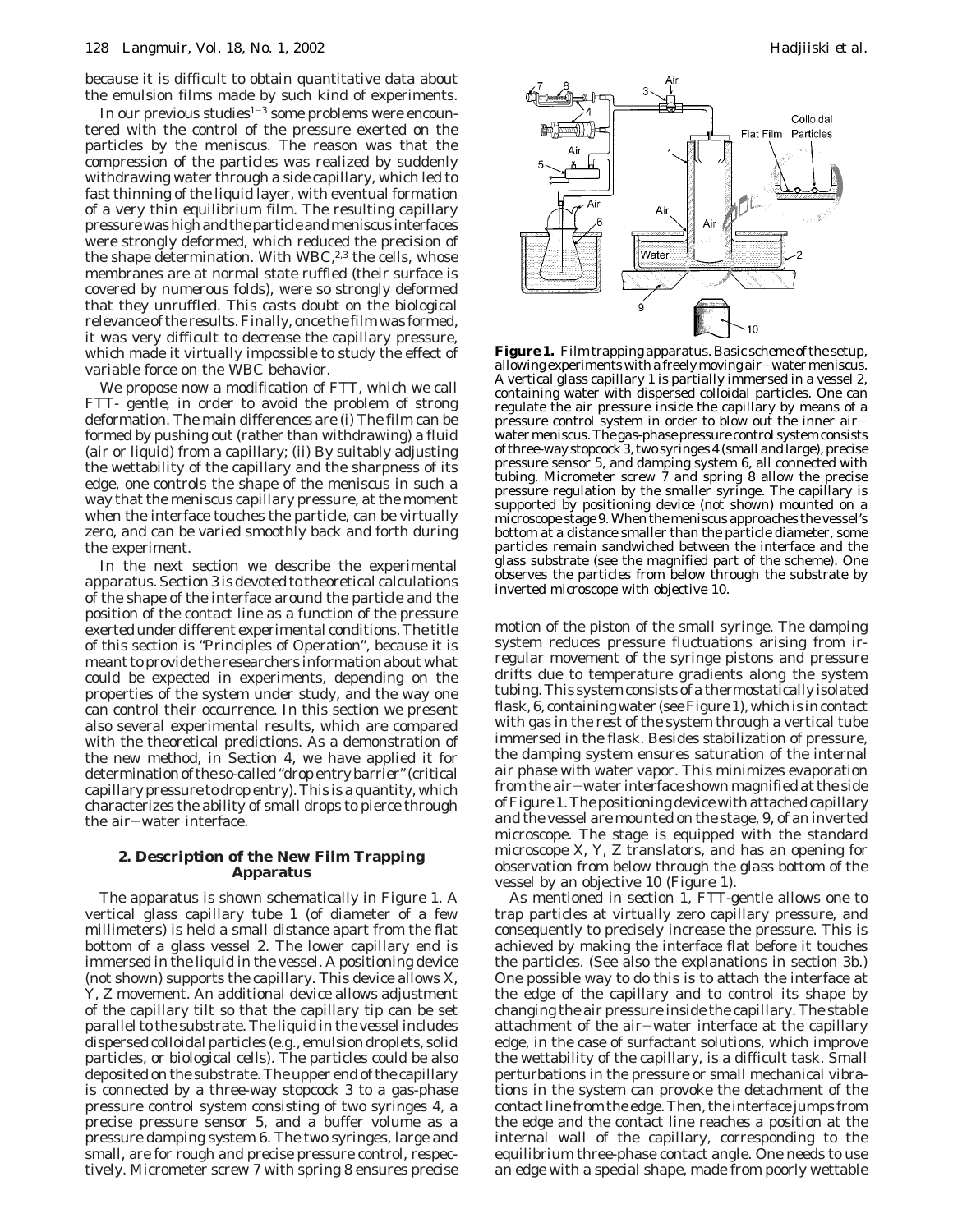because it is difficult to obtain quantitative data about the emulsion films made by such kind of experiments.

In our previous studies[1-3] some problems were encountered with the control of the pressure exerted on the particles by the meniscus. The reason was that the compression of the particles was realized by suddenly withdrawing water through a side capillary, which led to fast thinning of the liquid layer, with eventual formation of a very thin equilibrium film. The resulting capillary pressure was high and the particle and meniscus interfaces were strongly deformed, which reduced the precision of the shape determination. With WBC,[2,3] the cells, whose membranes are at normal state ruffled (their surface is covered by numerous folds), were so strongly deformed that they unruffled. This casts doubt on the biological relevance of the results. Finally, once the film was formed, it was very difficult to decrease the capillary pressure, which made it virtually impossible to study the effect of variable force on the WBC behavior.

We propose now a modification of FTT, which we call FTT- *gentle*, in order to avoid the problem of strong deformation. The main differences are (i) The film can be formed by pushing out (rather than withdrawing) a fluid (air or liquid) from a capillary; (ii) By suitably adjusting the wettability of the capillary and the sharpness of its edge, one controls the shape of the meniscus in such a way that the meniscus capillary pressure, at the moment when the interface touches the particle, can be virtually zero, and can be varied smoothly back and forth during the experiment.

In the next section we describe the experimental apparatus. Section 3 is devoted to theoretical calculations of the shape of the interface around the particle and the position of the contact line as a function of the pressure exerted under different experimental conditions. The title of this section is "Principles of Operation", because it is meant to provide the researchers information about what could be expected in experiments, depending on the properties of the system under study, and the way one can control their occurrence. In this section we present also several experimental results, which are compared with the theoretical predictions. As a demonstration of the new method, in Section 4, we have applied it for determination of the so-called "drop entry barrier" (critical capillary pressure to drop entry). This is a quantity, which characterizes the ability of small drops to pierce through the air−water interface.

## 2. Description of the New Film Trapping Apparatus

The apparatus is shown schematically in Figure 1. A vertical glass capillary tube 1 (of diameter of a few millimeters) is held a small distance apart from the flat bottom of a glass vessel 2. The lower capillary end is immersed in the liquid in the vessel. A positioning device (not shown) supports the capillary. This device allows X, Y, Z movement. An additional device allows adjustment of the capillary tilt so that the capillary tip can be set parallel to the substrate. The liquid in the vessel includes dispersed colloidal particles (e.g., emulsion droplets, solid particles, or biological cells). The particles could be also deposited on the substrate. The upper end of the capillary is connected by a three-way stopcock 3 to a gas-phase pressure control system consisting of two syringes 4, a precise pressure sensor 5, and a buffer volume as a pressure damping system 6. The two syringes, large and small, are for rough and precise pressure control, respectively. Micrometer screw 7 with spring 8 ensures precise motion of the piston of the small syringe. The damping system reduces pressure fluctuations arising from irregular movement of the syringe pistons and pressure drifts due to temperature gradients along the system tubing. This system consists of a thermostatically isolated flask, 6, containing water (see Figure 1), which is in contact with gas in the rest of the system through a vertical tube immersed in the flask. Besides stabilization of pressure, the damping system ensures saturation of the internal air phase with water vapor. This minimizes evaporation from the air−water interface shown magnified at the side of Figure 1. The positioning device with attached capillary and the vessel are mounted on the stage, 9, of an inverted microscope. The stage is equipped with the standard microscope X, Y, Z translators, and has an opening for observation from below through the glass bottom of the vessel by an objective 10 (Figure 1).

Air
Colloidal Particles
Flat Film
Air
Air
Air
Water
1 2 3 4 5 6 7 8 9 10

**Figure 1.** Film trapping apparatus. Basic scheme of the setup, allowing experiments with a freely moving air−water meniscus. A vertical glass capillary 1 is partially immersed in a vessel 2, containing water with dispersed colloidal particles. One can regulate the air pressure inside the capillary by means of a pressure control system in order to blow out the inner air−water meniscus. The gas-phase pressure control system consists of three-way stopcock 3, two syringes 4 (small and large), precise pressure sensor 5, and damping system 6, all connected with tubing. Micrometer screw 7 and spring 8 allow the precise pressure regulation by the smaller syringe. The capillary is supported by positioning device (not shown) mounted on a microscope stage 9. When the meniscus approaches the vessel's bottom at a distance smaller than the particle diameter, some particles remain sandwiched between the interface and the glass substrate (see the magnified part of the scheme). One observes the particles from below through the substrate by inverted microscope with objective 10.

As mentioned in section 1, FTT-gentle allows one to trap particles at virtually zero capillary pressure, and consequently to precisely increase the pressure. This is achieved by making the interface flat before it touches the particles. (See also the explanations in section 3b.) One possible way to do this is to attach the interface at the edge of the capillary and to control its shape by changing the air pressure inside the capillary. The stable attachment of the air−water interface at the capillary edge, in the case of surfactant solutions, which improve the wettability of the capillary, is a difficult task. Small perturbations in the pressure or small mechanical vibrations in the system can provoke the detachment of the contact line from the edge. Then, the interface jumps from the edge and the contact line reaches a position at the internal wall of the capillary, corresponding to the equilibrium three-phase contact angle. One needs to use an edge with a special shape, made from poorly wettable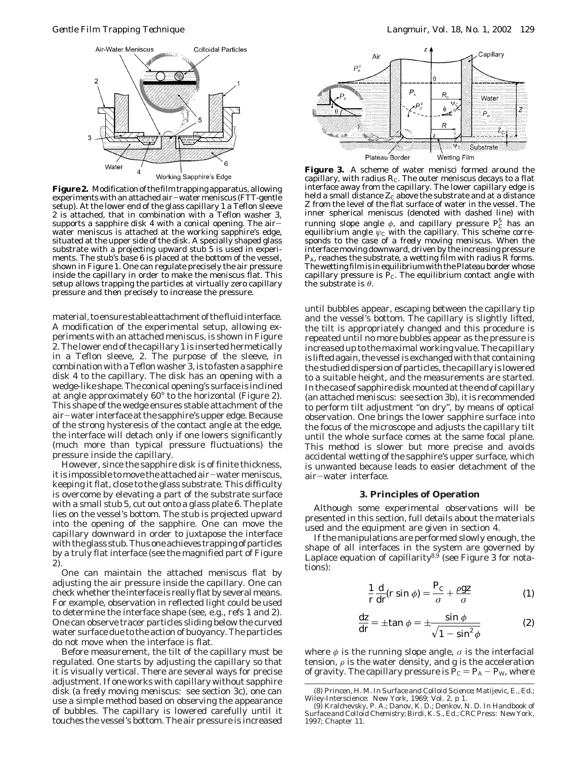**Figure 2.** Modification of the film trapping apparatus, allowing experiments with an attached air–water meniscus (FTT-gentle setup). At the lower end of the glass capillary 1 a Teflon sleeve 2 is attached, that in combination with a Teflon washer 3, supports a sapphire disk 4 with a conical opening. The air–water meniscus is attached at the working sapphire's edge, situated at the upper side of the disk. A specially shaped glass substrate with a projecting upward stub 5 is used in experiments. The stub's base 6 is placed at the bottom of the vessel, shown in Figure 1. One can regulate precisely the air pressure inside the capillary in order to make the meniscus flat. This setup allows trapping the particles at virtually zero capillary pressure and then precisely to increase the pressure.

material, to ensure stable attachment of the fluid interface. A modification of the experimental setup, allowing experiments with an attached meniscus, is shown in Figure 2. The lower end of the capillary 1 is inserted hermetically in a Teflon sleeve, 2. The purpose of the sleeve, in combination with a Teflon washer 3, is to fasten a sapphire disk 4 to the capillary. The disk has an opening with a wedge-like shape. The conical opening's surface is inclined at angle approximately 60° to the horizontal (Figure 2). This shape of the wedge ensures stable attachment of the air–water interface at the sapphire's upper edge. Because of the strong hysteresis of the contact angle at the edge, the interface will detach only if one lowers significantly (much more than typical pressure fluctuations) the pressure inside the capillary.

However, since the sapphire disk is of finite thickness, it is impossible to move the attached air–water meniscus, keeping it flat, close to the glass substrate. This difficulty is overcome by elevating a part of the substrate surface with a small stub 5, cut out onto a glass plate 6. The plate lies on the vessel's bottom. The stub is projected upward into the opening of the sapphire. One can move the capillary downward in order to juxtapose the interface with the glass stub. Thus one achieves trapping of particles by a truly flat interface (see the magnified part of Figure 2).

One can maintain the attached meniscus flat by adjusting the air pressure inside the capillary. One can check whether the interface is really flat by several means. For example, observation in reflected light could be used to determine the interface shape (see, e.g., refs 1 and 2). One can observe tracer particles sliding below the curved water surface due to the action of buoyancy. The particles do not move when the interface is flat.

Before measurement, the tilt of the capillary must be regulated. One starts by adjusting the capillary so that it is visually vertical. There are several ways for precise adjustment. If one works with capillary without sapphire disk (a freely moving meniscus: see section 3c), one can use a simple method based on observing the appearance of bubbles. The capillary is lowered carefully until it touches the vessel's bottom. The air pressure is increased

**Figure 3.** A scheme of water menisci formed around the capillary, with radius $R_C$. The outer meniscus decays to a flat interface away from the capillary. The lower capillary edge is held a small distance $Z_C$ above the substrate and at a distance $Z$ from the level of the flat surface of water in the vessel. The inner spherical meniscus (denoted with dashed line) with running slope angle $\phi$, and capillary pressure $P_C^S$ has an equilibrium angle $\psi_C$ with the capillary. This scheme corresponds to the case of a freely moving meniscus. When the interface moving downward, driven by the increasing pressure $P_A$, reaches the substrate, a wetting film with radius $R$ forms. The wetting film is in equilibrium with the Plateau border whose capillary pressure is $P_C$. The equilibrium contact angle with the substrate is $\theta$.

until bubbles appear, escaping between the capillary tip and the vessel's bottom. The capillary is slightly lifted, the tilt is appropriately changed and this procedure is repeated until no more bubbles appear as the pressure is increased up to the maximal working value. The capillary is lifted again, the vessel is exchanged with that containing the studied dispersion of particles, the capillary is lowered to a suitable height, and the measurements are started. In the case of sapphire disk mounted at the end of capillary (an attached meniscus: see section 3b), it is recommended to perform tilt adjustment "on dry", by means of optical observation. One brings the lower sapphire surface into the focus of the microscope and adjusts the capillary tilt until the whole surface comes at the same focal plane. This method is slower but more precise and avoids accidental wetting of the sapphire's upper surface, which is unwanted because leads to easier detachment of the air–water interface.

## 3. Principles of Operation

Although some experimental observations will be presented in this section, full details about the materials used and the equipment are given in section 4.

If the manipulations are performed slowly enough, the shape of all interfaces in the system are governed by Laplace equation of capillarity[8,9] (see Figure 3 for notations):

$$\frac{1}{r}\frac{d}{dr}(r \sin \phi) = \frac{P_C}{\sigma} + \frac{\rho g z}{\sigma} \tag{1}$$

$$\frac{dz}{dr} = \pm \tan \phi = \pm \frac{\sin \phi}{\sqrt{1 - \sin^2 \phi}} \tag{2}$$

where $\phi$ is the running slope angle, $\sigma$ is the interfacial tension, $\rho$ is the water density, and $g$ is the acceleration of gravity. The capillary pressure is $P_C = P_A - P_W$, where

(8) Princen, H. M. In Surface and Colloid Science; Matijevic, E., Ed.; Wiley-Interscience: New York, 1969; Vol. 2, p 1.

(9) Kralchevsky, P. A.; Danov, K. D.; Denkov, N. D. In Handbook of Surface and Colloid Chemistry; Birdi, K. S., Ed.; CRC Press: New York, 1997; Chapter 11.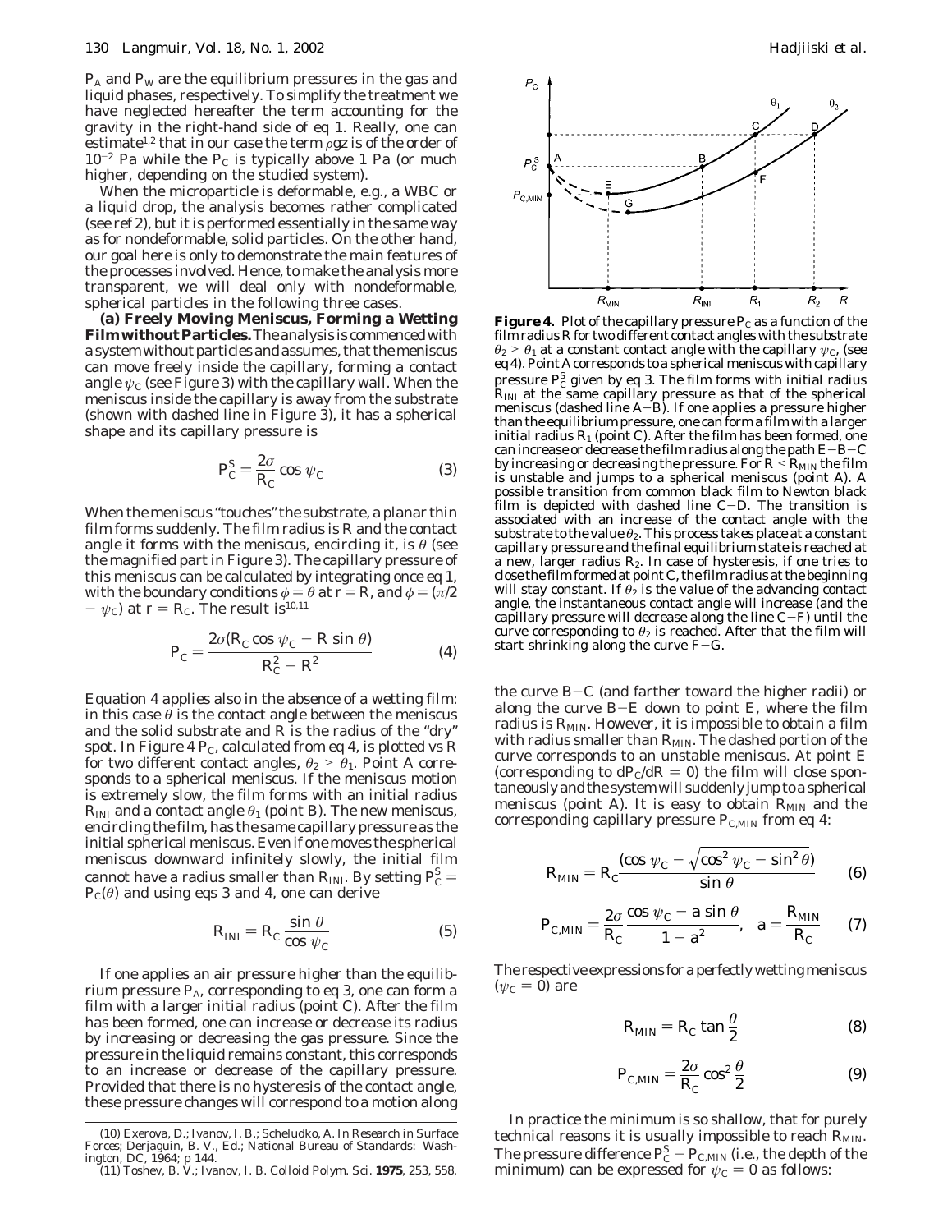$P_A$ and $P_W$ are the equilibrium pressures in the gas and liquid phases, respectively. To simplify the treatment we have neglected hereafter the term accounting for the gravity in the right-hand side of eq 1. Really, one can estimate[1,2] that in our case the term $\rho gz$ is of the order of $10^{-2}$ Pa while the $P_C$ is typically above 1 Pa (or much higher, depending on the studied system).

When the microparticle is deformable, e.g., a WBC or a liquid drop, the analysis becomes rather complicated (see ref 2), but it is performed essentially in the same way as for nondeformable, solid particles. On the other hand, our goal here is only to demonstrate the main features of the processes involved. Hence, to make the analysis more transparent, we will deal only with nondeformable, spherical particles in the following three cases.

**(a) Freely Moving Meniscus, Forming a Wetting Film without Particles.** The analysis is commenced with a system without particles and assumes, that the meniscus can move freely inside the capillary, forming a contact angle $\psi_C$ (see Figure 3) with the capillary wall. When the meniscus inside the capillary is away from the substrate (shown with dashed line in Figure 3), it has a spherical shape and its capillary pressure is

$$P_C^S = \frac{2\sigma}{R_C}\cos\psi_C \tag{3}$$

When the meniscus "touches" the substrate, a planar thin film forms suddenly. The film radius is $R$ and the contact angle it forms with the meniscus, encircling it, is $\theta$ (see the magnified part in Figure 3). The capillary pressure of this meniscus can be calculated by integrating once eq 1, with the boundary conditions $\phi = \theta$ at $r = R$, and $\phi = (\pi/2 - \psi_C)$ at $r = R_C$. The result is[10,11]

$$P_C = \frac{2\sigma(R_C\cos\psi_C - R\sin\theta)}{R_C^2 - R^2} \tag{4}$$

Equation 4 applies also in the absence of a wetting film: in this case $\theta$ is the contact angle between the meniscus and the solid substrate and $R$ is the radius of the "dry" spot. In Figure 4 $P_C$, calculated from eq 4, is plotted vs $R$ for two different contact angles, $\theta_2 > \theta_1$. Point A corresponds to a spherical meniscus. If the meniscus motion is extremely slow, the film forms with an initial radius $R_{INI}$ and a contact angle $\theta_1$ (point B). The new meniscus, encircling the film, has the same capillary pressure as the initial spherical meniscus. Even if one moves the spherical meniscus downward infinitely slowly, the initial film cannot have a radius smaller than $R_{INI}$. By setting $P_C^S = P_C(\theta)$ and using eqs 3 and 4, one can derive

$$R_{INI} = R_C\frac{\sin\theta}{\cos\psi_C} \tag{5}$$

If one applies an air pressure higher than the equilibrium pressure $P_A$, corresponding to eq 3, one can form a film with a larger initial radius (point C). After the film has been formed, one can increase or decrease its radius by increasing or decreasing the gas pressure. Since the pressure in the liquid remains constant, this corresponds to an increase or decrease of the capillary pressure. Provided that there is no hysteresis of the contact angle, these pressure changes will correspond to a motion along the curve B–C (and farther toward the higher radii) or along the curve B–E down to point E, where the film radius is $R_{MIN}$. However, it is impossible to obtain a film with radius smaller than $R_{MIN}$. The dashed portion of the curve corresponds to an unstable meniscus. At point E (corresponding to $dP_C/dR = 0$) the film will close spontaneously and the system will suddenly jump to a spherical meniscus (point A). It is easy to obtain $R_{MIN}$ and the corresponding capillary pressure $P_{C,MIN}$ from eq 4:

**Figure 4.** Plot of the capillary pressure $P_C$ as a function of the film radius $R$ for two different contact angles with the substrate $\theta_2 > \theta_1$ at a constant contact angle with the capillary $\psi_C$, (see eq 4). Point A corresponds to a spherical meniscus with capillary pressure $P_C^S$ given by eq 3. The film forms with initial radius $R_{INI}$ at the same capillary pressure as that of the spherical meniscus (dashed line A–B). If one applies a pressure higher than the equilibrium pressure, one can form a film with a larger initial radius $R_1$ (point C). After the film has been formed, one can increase or decrease the film radius along the path E–B–C by increasing or decreasing the pressure. For $R < R_{MIN}$ the film is unstable and jumps to a spherical meniscus (point A). A possible transition from common black film to Newton black film is depicted with dashed line C–D. The transition is associated with an increase of the contact angle with the substrate to the value $\theta_2$. This process takes place at a constant capillary pressure and the final equilibrium state is reached at a new, larger radius $R_2$. In case of hysteresis, if one tries to close the film formed at point C, the film radius at the beginning will stay constant. If $\theta_2$ is the value of the advancing contact angle, the instantaneous contact angle will increase (and the capillary pressure will decrease along the line C–F) until the curve corresponding to $\theta_2$ is reached. After that the film will start shrinking along the curve F–G.

$$R_{MIN} = R_C\frac{(\cos\psi_C - \sqrt{\cos^2\psi_C - \sin^2\theta})}{\sin\theta} \tag{6}$$

$$P_{C,MIN} = \frac{2\sigma}{R_C}\frac{\cos\psi_C - a\sin\theta}{1 - a^2}, \quad a = \frac{R_{MIN}}{R_C} \tag{7}$$

The respective expressions for a perfectly wetting meniscus ($\psi_C = 0$) are

$$R_{MIN} = R_C\tan\frac{\theta}{2} \tag{8}$$

$$P_{C,MIN} = \frac{2\sigma}{R_C}\cos^2\frac{\theta}{2} \tag{9}$$

In practice the minimum is so shallow, that for purely technical reasons it is usually impossible to reach $R_{MIN}$. The pressure difference $P_C^S - P_{C,MIN}$ (i.e., the depth of the minimum) can be expressed for $\psi_C = 0$ as follows:

(10) Exerova, D.; Ivanov, I. B.; Scheludko, A. In Research in Surface Forces; Derjaguin, B. V., Ed.; National Bureau of Standards: Washington, DC, 1964; p 144.

(11) Toshev, B. V.; Ivanov, I. B. Colloid Polym. Sci. **1975**, 253, 558.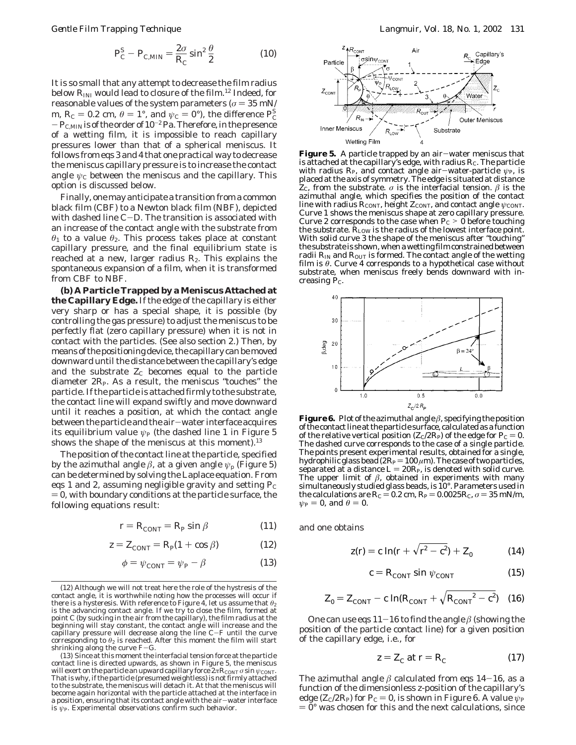$$P_C^S - P_{C,MIN} = \frac{2\sigma}{R_C}\sin^2\frac{\theta}{2} \qquad (10)$$

It is so small that any attempt to decrease the film radius below $R_{INI}$ would lead to closure of the film.[12] Indeed, for reasonable values of the system parameters ($\sigma = 35$ mN/m, $R_C = 0.2$ cm, $\theta = 1°$, and $\psi_C = 0°$), the difference $P_C^S - P_{C,MIN}$ is of the order of $10^{-2}$ Pa. Therefore, in the presence of a wetting film, it is impossible to reach capillary pressures lower than that of a spherical meniscus. It follows from eqs 3 and 4 that one practical way to decrease the meniscus capillary pressure is to increase the contact angle $\psi_C$ between the meniscus and the capillary. This option is discussed below.

Finally, one may anticipate a transition from a common black film (CBF) to a Newton black film (NBF), depicted with dashed line C–D. The transition is associated with an increase of the contact angle with the substrate from $\theta_1$ to a value $\theta_2$. This process takes place at constant capillary pressure, and the final equilibrium state is reached at a new, larger radius $R_2$. This explains the spontaneous expansion of a film, when it is transformed from CBF to NBF.

**(b) A Particle Trapped by a Meniscus Attached at the Capillary Edge.** If the edge of the capillary is either very sharp or has a special shape, it is possible (by controlling the gas pressure) to adjust the meniscus to be perfectly flat (zero capillary pressure) when it is not in contact with the particles. (See also section 2.) Then, by means of the positioning device, the capillary can be moved downward until the distance between the capillary's edge and the substrate $Z_C$ becomes equal to the particle diameter $2R_P$. As a result, the meniscus "touches" the particle. If the particle is attached firmly to the substrate, the contact line will expand swiftly and move downward until it reaches a position, at which the contact angle between the particle and the air–water interface acquires its equilibrium value $\psi_P$ (the dashed line 1 in Figure 5 shows the shape of the meniscus at this moment).[13]

The position of the contact line at the particle, specified by the azimuthal angle $\beta$, at a given angle $\psi_p$ (Figure 5) can be determined by solving the Laplace equation. From eqs 1 and 2, assuming negligible gravity and setting $P_C = 0$, with boundary conditions at the particle surface, the following equations result:

$$r = R_{CONT} = R_P \sin\beta \qquad (11)$$

$$z = Z_{CONT} = R_P(1 + \cos\beta) \qquad (12)$$

$$\phi = \psi_{CONT} = \psi_P - \beta \qquad (13)$$

and one obtains

$$z(r) = c\ln(r + \sqrt{r^2 - c^2}) + Z_0 \qquad (14)$$

$$c = R_{CONT}\sin\psi_{CONT} \qquad (15)$$

$$Z_0 = Z_{CONT} - c\ln(R_{CONT} + \sqrt{R_{CONT}^2 - c^2}) \qquad (16)$$

One can use eqs 11–16 to find the angle $\beta$ (showing the position of the particle contact line) for a given position of the capillary edge, i.e., for

$$z = Z_C \text{ at } r = R_C \qquad (17)$$

The azimuthal angle $\beta$ calculated from eqs 14–16, as a function of the dimensionless z-position of the capillary's edge ($Z_C/2R_P$) for $P_C = 0$, is shown in Figure 6. A value $\psi_P = 0°$ was chosen for this and the next calculations, since

**Figure 5.** A particle trapped by an air–water meniscus that is attached at the capillary's edge, with radius $R_C$. The particle with radius $R_P$, and contact angle air–water-particle $\psi_P$, is placed at the axis of symmetry. The edge is situated at distance $Z_C$, from the substrate. $\sigma$ is the interfacial tension. $\beta$ is the azimuthal angle, which specifies the position of the contact line with radius $R_{CONT}$, height $Z_{CONT}$, and contact angle $\psi_{CONT}$. Curve 1 shows the meniscus shape at zero capillary pressure. Curve 2 corresponds to the case when $P_C > 0$ before touching the substrate. $R_{LOW}$ is the radius of the lowest interface point. With solid curve 3 the shape of the meniscus after "touching" the substrate is shown, when a wetting film constrained between radii $R_{IN}$ and $R_{OUT}$ is formed. The contact angle of the wetting film is $\theta$. Curve 4 corresponds to a hypothetical case without substrate, when meniscus freely bends downward with increasing $P_C$.

**Figure 6.** Plot of the azimuthal angle $\beta$, specifying the position of the contact line at the particle surface, calculated as a function of the relative vertical position ($Z_C/2R_P$) of the edge for $P_C = 0$. The dashed curve corresponds to the case of a single particle. The points present experimental results, obtained for a single, hydrophilic glass bead ($2R_P = 100\,\mu$m). The case of two particles, separated at a distance $L = 20R_P$, is denoted with solid curve. The upper limit of $\beta$, obtained in experiments with many simultaneously studied glass beads, is 10°. Parameters used in the calculations are $R_C = 0.2$ cm, $R_P = 0.0025R_C$, $\sigma = 35$ mN/m, $\psi_P = 0$, and $\theta = 0$.

(12) Although we will not treat here the role of the hystresis of the contact angle, it is worthwhile noting how the processes will occur if there is a hysteresis. With reference to Figure 4, let us assume that $\theta_2$ is the advancing contact angle. If we try to close the film, formed at point C (by sucking in the air from the capillary), the film radius at the beginning will stay constant, the contact angle will increase and the capillary pressure will decrease along the line C–F until the curve corresponding to $\theta_2$ is reached. After this moment the film will start shrinking along the curve F–G.

(13) Since at this moment the interfacial tension force at the particle contact line is directed upwards, as shown in Figure 5, the meniscus will exert on the particle an upward capillary force $2\pi R_{CONT}\,\sigma\sin\psi_{CONT}$. That is why, if the particle (presumed weightless) is not firmly attached to the substrate, the meniscus will detach it. At that the meniscus will become again horizontal with the particle attached at the interface in a position, ensuring that its contact angle with the air–water interface is $\psi_P$. Experimental observations confirm such behavior.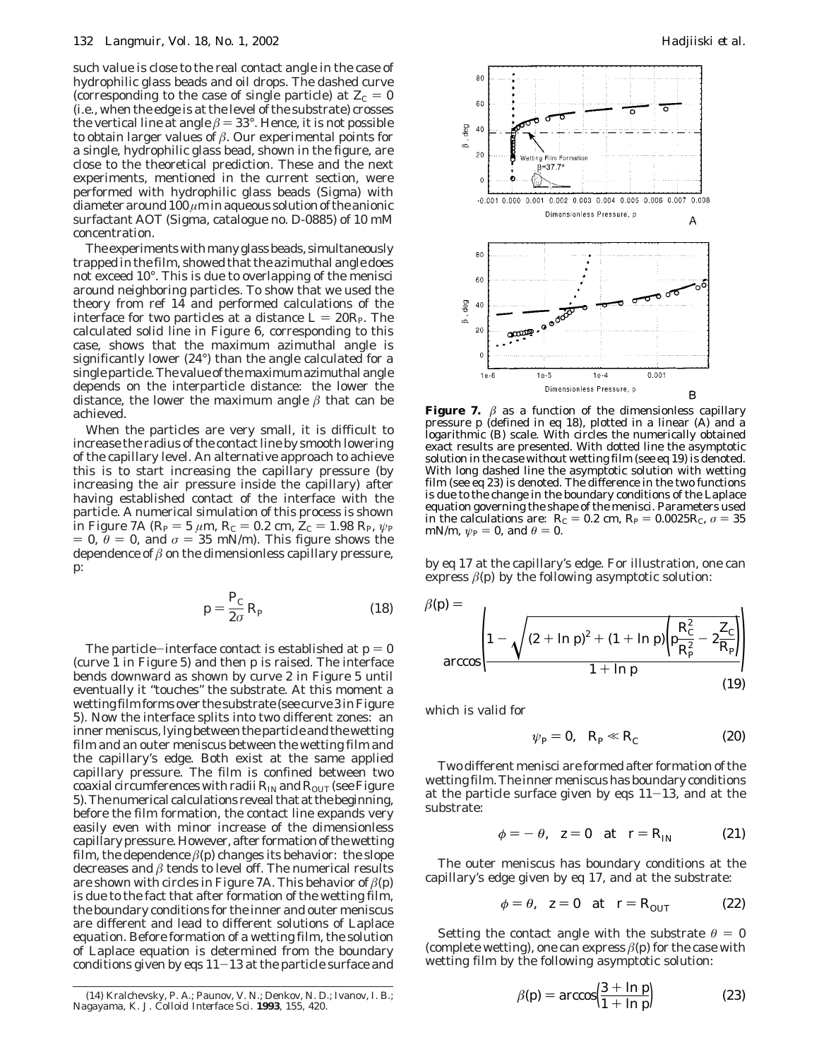such value is close to the real contact angle in the case of hydrophilic glass beads and oil drops. The dashed curve (corresponding to the case of single particle) at $Z_C = 0$ (i.e., when the edge is at the level of the substrate) crosses the vertical line at angle $\beta = 33°$. Hence, it is not possible to obtain larger values of $\beta$. Our experimental points for a single, hydrophilic glass bead, shown in the figure, are close to the theoretical prediction. These and the next experiments, mentioned in the current section, were performed with hydrophilic glass beads (Sigma) with diameter around 100 $\mu$m in aqueous solution of the anionic surfactant AOT (Sigma, catalogue no. D-0885) of 10 mM concentration.

The experiments with many glass beads, simultaneously trapped in the film, showed that the azimuthal angle does not exceed 10°. This is due to overlapping of the menisci around neighboring particles. To show that we used the theory from ref 14 and performed calculations of the interface for two particles at a distance $L = 20R_P$. The calculated solid line in Figure 6, corresponding to this case, shows that the maximum azimuthal angle is significantly lower (24°) than the angle calculated for a single particle. The value of the maximum azimuthal angle depends on the interparticle distance: the lower the distance, the lower the maximum angle $\beta$ that can be achieved.

When the particles are very small, it is difficult to increase the radius of the contact line by smooth lowering of the capillary level. An alternative approach to achieve this is to start increasing the capillary pressure (by increasing the air pressure inside the capillary) after having established contact of the interface with the particle. A numerical simulation of this process is shown in Figure 7A ($R_P = 5$ $\mu$m, $R_C = 0.2$ cm, $Z_C = 1.98$ $R_P$, $\psi_P = 0$, $\theta = 0$, and $\sigma = 35$ mN/m). This figure shows the dependence of $\beta$ on the dimensionless capillary pressure, $p$:

$$p = \frac{P_C}{2\sigma} R_P \tag{18}$$

The particle–interface contact is established at $p = 0$ (curve 1 in Figure 5) and then $p$ is raised. The interface bends downward as shown by curve 2 in Figure 5 until eventually it "touches" the substrate. At this moment a wetting film forms over the substrate (see curve 3 in Figure 5). Now the interface splits into two different zones: an inner meniscus, lying between the particle and the wetting film and an outer meniscus between the wetting film and the capillary's edge. Both exist at the same applied capillary pressure. The film is confined between two coaxial circumferences with radii $R_{IN}$ and $R_{OUT}$ (see Figure 5). The numerical calculations reveal that at the beginning, before the film formation, the contact line expands very easily even with minor increase of the dimensionless capillary pressure. However, after formation of the wetting film, the dependence $\beta(p)$ changes its behavior: the slope decreases and $\beta$ tends to level off. The numerical results are shown with circles in Figure 7A. This behavior of $\beta(p)$ is due to the fact that after formation of the wetting film, the boundary conditions for the inner and outer meniscus are different and lead to different solutions of Laplace equation. Before formation of a wetting film, the solution of Laplace equation is determined from the boundary conditions given by eqs 11–13 at the particle surface and by eq 17 at the capillary's edge. For illustration, one can express $\beta(p)$ by the following asymptotic solution:

$$\beta(p) = \arccos\left(\frac{1 - \sqrt{(2 + \ln p)^2 + (1 + \ln p)\left(p\frac{R_C^2}{R_P^2} - 2\frac{Z_C}{R_P}\right)}}{1 + \ln p}\right) \tag{19}$$

which is valid for

$$\psi_P = 0, \quad R_P \ll R_C \tag{20}$$

Two different menisci are formed after formation of the wetting film. The inner meniscus has boundary conditions at the particle surface given by eqs 11–13, and at the substrate:

$$\phi = -\theta, \quad z = 0 \quad \text{at} \quad r = R_{IN} \tag{21}$$

The outer meniscus has boundary conditions at the capillary's edge given by eq 17, and at the substrate:

$$\phi = \theta, \quad z = 0 \quad \text{at} \quad r = R_{OUT} \tag{22}$$

Setting the contact angle with the substrate $\theta = 0$ (complete wetting), one can express $\beta(p)$ for the case with wetting film by the following asymptotic solution:

$$\beta(p) = \arccos\left(\frac{3 + \ln p}{1 + \ln p}\right) \tag{23}$$

**Figure 7.** $\beta$ as a function of the dimensionless capillary pressure $p$ (defined in eq 18), plotted in a linear (A) and a logarithmic (B) scale. With circles the numerically obtained exact results are presented. With dotted line the asymptotic solution in the case without wetting film (see eq 19) is denoted. With long dashed line the asymptotic solution with wetting film (see eq 23) is denoted. The difference in the two functions is due to the change in the boundary conditions of the Laplace equation governing the shape of the menisci. Parameters used in the calculations are: $R_C = 0.2$ cm, $R_P = 0.0025R_C$, $\sigma = 35$ mN/m, $\psi_P = 0$, and $\theta = 0$.

(14) Kralchevsky, P. A.; Paunov, V. N.; Denkov, N. D.; Ivanov, I. B.; Nagayama, K. *J. Colloid Interface Sci.* **1993**, 155, 420.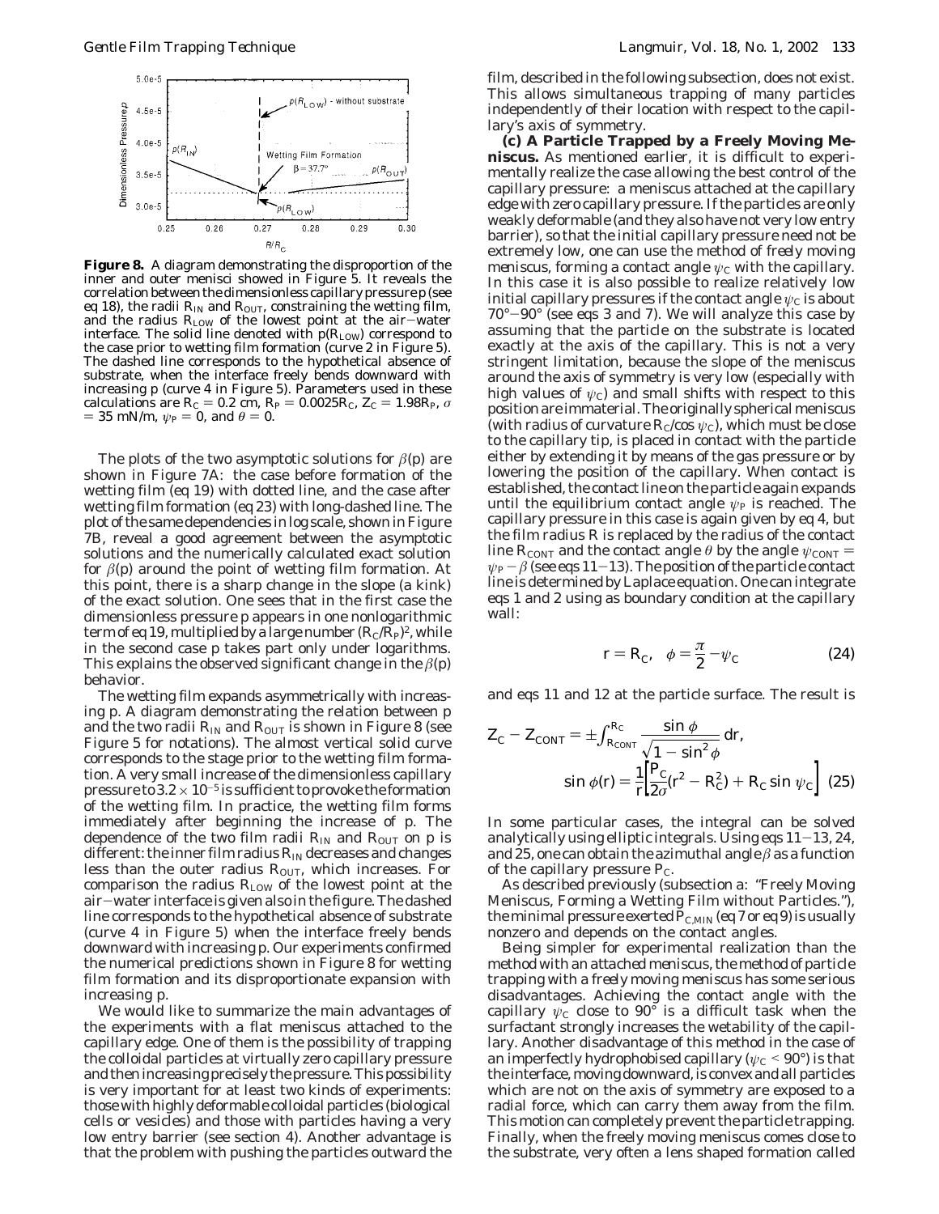**Figure 8.** A diagram demonstrating the disproportion of the inner and outer menisci showed in Figure 5. It reveals the correlation between the dimensionless capillary pressure p (see eq 18), the radii $R_{IN}$ and $R_{OUT}$, constraining the wetting film, and the radius $R_{LOW}$ of the lowest point at the air–water interface. The solid line denoted with $p(R_{LOW})$ correspond to the case prior to wetting film formation (curve 2 in Figure 5). The dashed line corresponds to the hypothetical absence of substrate, when the interface freely bends downward with increasing p (curve 4 in Figure 5). Parameters used in these calculations are $R_C = 0.2$ cm, $R_P = 0.0025R_C$, $Z_C = 1.98R_P$, $\sigma = 35$ mN/m, $\psi_P = 0$, and $\theta = 0$.

The plots of the two asymptotic solutions for $\beta(p)$ are shown in Figure 7A: the case before formation of the wetting film (eq 19) with dotted line, and the case after wetting film formation (eq 23) with long-dashed line. The plot of the same dependencies in log scale, shown in Figure 7B, reveal a good agreement between the asymptotic solutions and the numerically calculated exact solution for $\beta(p)$ around the point of wetting film formation. At this point, there is a sharp change in the slope (a kink) of the exact solution. One sees that in the first case the dimensionless pressure p appears in one nonlogarithmic term of eq 19, multiplied by a large number $(R_C/R_P)^2$, while in the second case p takes part only under logarithms. This explains the observed significant change in the $\beta(p)$ behavior.

The wetting film expands asymmetrically with increasing p. A diagram demonstrating the relation between p and the two radii $R_{IN}$ and $R_{OUT}$ is shown in Figure 8 (see Figure 5 for notations). The almost vertical solid curve corresponds to the stage prior to the wetting film formation. A very small increase of the dimensionless capillary pressure to $3.2 \times 10^{-5}$ is sufficient to provoke the formation of the wetting film. In practice, the wetting film forms immediately after beginning the increase of p. The dependence of the two film radii $R_{IN}$ and $R_{OUT}$ on p is different: the inner film radius $R_{IN}$ decreases and changes less than the outer radius $R_{OUT}$, which increases. For comparison the radius $R_{LOW}$ of the lowest point at the air–water interface is given also in the figure. The dashed line corresponds to the hypothetical absence of substrate (curve 4 in Figure 5) when the interface freely bends downward with increasing p. Our experiments confirmed the numerical predictions shown in Figure 8 for wetting film formation and its disproportionate expansion with increasing p.

We would like to summarize the main advantages of the experiments with a flat meniscus attached to the capillary edge. One of them is the possibility of trapping the colloidal particles at virtually zero capillary pressure and then increasing precisely the pressure. This possibility is very important for at least two kinds of experiments: those with highly deformable colloidal particles (biological cells or vesicles) and those with particles having a very low entry barrier (see section 4). Another advantage is that the problem with pushing the particles outward the film, described in the following subsection, does not exist. This allows simultaneous trapping of many particles independently of their location with respect to the capillary's axis of symmetry.

**(c) A Particle Trapped by a Freely Moving Meniscus.** As mentioned earlier, it is difficult to experimentally realize the case allowing the best control of the capillary pressure: a meniscus attached at the capillary edge with zero capillary pressure. If the particles are only weakly deformable (and they also have not very low entry barrier), so that the initial capillary pressure need not be extremely low, one can use the method of *freely moving meniscus*, forming a contact angle $\psi_C$ with the capillary. In this case it is also possible to realize relatively low initial capillary pressures if the contact angle $\psi_C$ is about 70°–90° (see eqs 3 and 7). We will analyze this case by assuming that the particle on the substrate is located exactly at the axis of the capillary. This is not a very stringent limitation, because the slope of the meniscus around the axis of symmetry is very low (especially with high values of $\psi_C$) and small shifts with respect to this position are immaterial. The originally spherical meniscus (with radius of curvature $R_C/\cos \psi_C$), which must be close to the capillary tip, is placed in contact with the particle either by extending it by means of the gas pressure or by lowering the position of the capillary. When contact is established, the contact line on the particle again expands until the equilibrium contact angle $\psi_P$ is reached. The capillary pressure in this case is again given by eq 4, but the film radius R is replaced by the radius of the contact line $R_{CONT}$ and the contact angle $\theta$ by the angle $\psi_{CONT} = \psi_P - \beta$ (see eqs 11–13). The position of the particle contact line is determined by Laplace equation. One can integrate eqs 1 and 2 using as boundary condition at the capillary wall:

$$r = R_C, \quad \phi = \frac{\pi}{2} - \psi_C \tag{24}$$

and eqs 11 and 12 at the particle surface. The result is

$$Z_C - Z_{CONT} = \pm\int_{R_{CONT}}^{R_C} \frac{\sin \phi}{\sqrt{1 - \sin^2 \phi}}\, dr,$$
$$\sin \phi(r) = \frac{1}{r}\left[\frac{P_C}{2\sigma}(r^2 - R_C^2) + R_C \sin \psi_C\right] \tag{25}$$

In some particular cases, the integral can be solved analytically using elliptic integrals. Using eqs 11–13, 24, and 25, one can obtain the azimuthal angle $\beta$ as a function of the capillary pressure $P_C$.

As described previously (subsection a: "Freely Moving Meniscus, Forming a Wetting Film without Particles."), the minimal pressure exerted $P_{C,MIN}$ (eq 7 or eq 9) is usually nonzero and depends on the contact angles.

Being simpler for experimental realization than the method with an attached meniscus, the method of particle trapping with a *freely moving meniscus* has some serious disadvantages. Achieving the contact angle with the capillary $\psi_C$ close to 90° is a difficult task when the surfactant strongly increases the wetability of the capillary. Another disadvantage of this method in the case of an imperfectly hydrophobised capillary ($\psi_C < 90°$) is that the interface, moving downward, is convex and all particles which are not on the axis of symmetry are exposed to a radial force, which can carry them away from the film. This motion can completely prevent the particle trapping. Finally, when the freely moving meniscus comes close to the substrate, very often a lens shaped formation called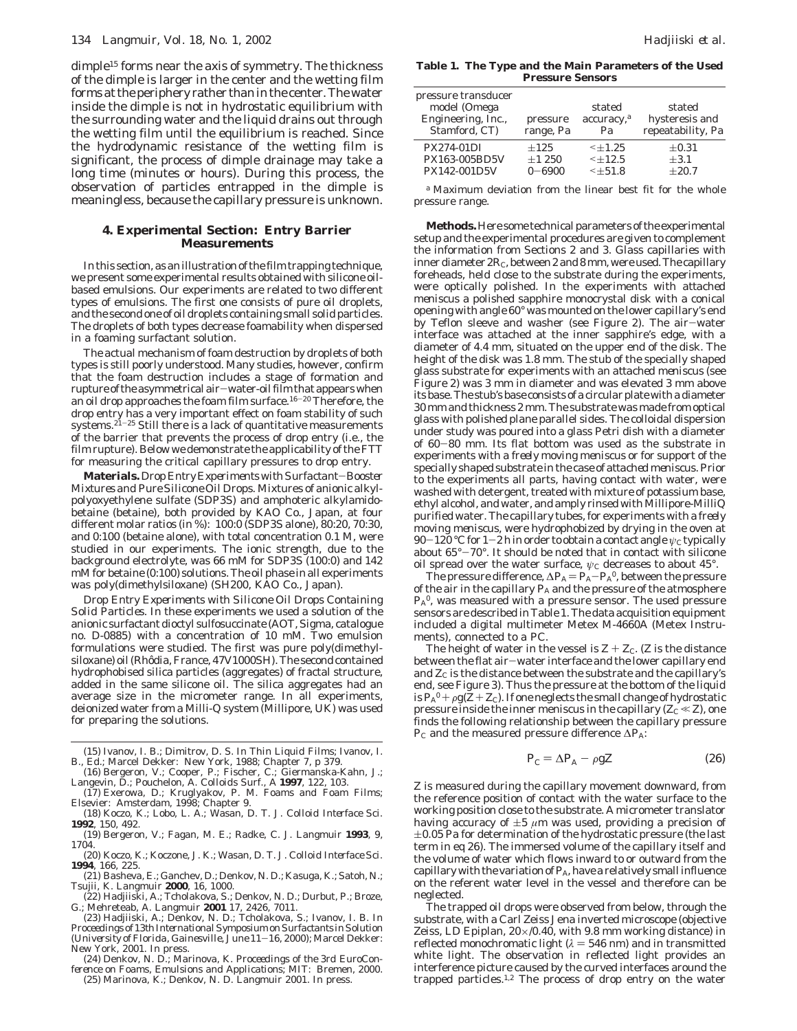dimple[15] forms near the axis of symmetry. The thickness of the dimple is larger in the center and the wetting film forms at the periphery rather than in the center. The water inside the dimple is not in hydrostatic equilibrium with the surrounding water and the liquid drains out through the wetting film until the equilibrium is reached. Since the hydrodynamic resistance of the wetting film is significant, the process of dimple drainage may take a long time (minutes or hours). During this process, the observation of particles entrapped in the dimple is meaningless, because the capillary pressure is unknown.

## 4. Experimental Section: Entry Barrier Measurements

In this section, as an illustration of the film trapping technique, we present some experimental results obtained with silicone oil-based emulsions. Our experiments are related to two different types of emulsions. The first one consists of pure oil droplets, and the second one of oil droplets containing small solid particles. The droplets of both types decrease foamability when dispersed in a foaming surfactant solution.

The actual mechanism of foam destruction by droplets of both types is still poorly understood. Many studies, however, confirm that the foam destruction includes a stage of formation and rupture of the asymmetrical air–water-oil film that appears when an oil drop approaches the foam film surface.[16–20] Therefore, the drop entry has a very important effect on foam stability of such systems.[21–25] Still there is a lack of quantitative measurements of the barrier that prevents the process of drop entry (i.e., the film rupture). Below we demonstrate the applicability of the FTT for measuring the critical capillary pressures to drop entry.

**Materials.** *Drop Entry Experiments with Surfactant–Booster Mixtures and Pure Silicone Oil Drops.* Mixtures of anionic alkylpolyoxyethylene sulfate (SDP3S) and amphoteric alkylamidobetaine (betaine), both provided by KAO Co., Japan, at four different molar ratios (in %): 100:0 (SDP3S alone), 80:20, 70:30, and 0:100 (betaine alone), with total concentration 0.1 M, were studied in our experiments. The ionic strength, due to the background electrolyte, was 66 mM for SDP3S (100:0) and 142 mM for betaine (0:100) solutions. The oil phase in all experiments was poly(dimethylsiloxane) (SH200, KAO Co., Japan).

*Drop Entry Experiments with Silicone Oil Drops Containing Solid Particles.* In these experiments we used a solution of the anionic surfactant dioctyl sulfosuccinate (AOT, Sigma, catalogue no. D-0885) with a concentration of 10 mM. Two emulsion formulations were studied. The first was pure poly(dimethylsiloxane) oil (Rhôdia, France, 47V1000SH). The second contained hydrophobised silica particles (aggregates) of fractal structure, added in the same silicone oil. The silica aggregates had an average size in the micrometer range. In all experiments, deionized water from a Milli-Q system (Millipore, UK) was used for preparing the solutions.

**Table 1. The Type and the Main Parameters of the Used Pressure Sensors**

| pressure transducer model (Omega Engineering, Inc., Stamford, CT) | pressure range, Pa | stated accuracy,[a] Pa | stated hysteresis and repeatability, Pa |
|---|---|---|---|
| PX274-01DI | ±125 | <±1.25 | ±0.31 |
| PX163-005BD5V | ±1 250 | <±12.5 | ±3.1 |
| PX142-001D5V | 0–6900 | <±51.8 | ±20.7 |

[a] Maximum deviation from the linear best fit for the whole pressure range.

**Methods.** Here some technical parameters of the experimental setup and the experimental procedures are given to complement the information from Sections 2 and 3. Glass capillaries with inner diameter $2R_C$, between 2 and 8 mm, were used. The capillary foreheads, held close to the substrate during the experiments, were optically polished. In the experiments with attached meniscus a polished sapphire monocrystal disk with a conical opening with angle 60° was mounted on the lower capillary's end by Teflon sleeve and washer (see Figure 2). The air–water interface was attached at the inner sapphire's edge, with a diameter of 4.4 mm, situated on the upper end of the disk. The height of the disk was 1.8 mm. The stub of the specially shaped glass substrate for experiments with an attached meniscus (see Figure 2) was 3 mm in diameter and was elevated 3 mm above its base. The stub's base consists of a circular plate with a diameter 30 mm and thickness 2 mm. The substrate was made from optical glass with polished plane parallel sides. The colloidal dispersion under study was poured into a glass Petri dish with a diameter of 60–80 mm. Its flat bottom was used as the substrate in experiments with a freely moving meniscus or for support of the specially shaped substrate in the case of attached meniscus. Prior to the experiments all parts, having contact with water, were washed with detergent, treated with mixture of potassium base, ethyl alcohol, and water, and amply rinsed with Millipore-MilliQ purified water. The capillary tubes, for experiments with a freely moving meniscus, were hydrophobized by drying in the oven at 90–120 °C for 1–2 h in order to obtain a contact angle $\psi_C$ typically about 65°–70°. It should be noted that in contact with silicone oil spread over the water surface, $\psi_C$ decreases to about 45°.

The pressure difference, $\Delta P_A = P_A - P_A^0$, between the pressure of the air in the capillary $P_A$ and the pressure of the atmosphere $P_A^0$, was measured with a pressure sensor. The used pressure sensors are described in Table 1. The data acquisition equipment included a digital multimeter Metex M-4660A (Metex Instruments), connected to a PC.

The height of water in the vessel is $Z + Z_C$. ($Z$ is the distance between the flat air–water interface and the lower capillary end and $Z_C$ is the distance between the substrate and the capillary's end, see Figure 3). Thus the pressure at the bottom of the liquid is $P_A^0 + \rho g(Z + Z_C)$. If one neglects the small change of hydrostatic pressure inside the inner meniscus in the capillary ($Z_C \ll Z$), one finds the following relationship between the capillary pressure $P_C$ and the measured pressure difference $\Delta P_A$:

$$P_C = \Delta P_A - \rho g Z \tag{26}$$

$Z$ is measured during the capillary movement downward, from the reference position of contact with the water surface to the working position close to the substrate. A micrometer translator having accuracy of ±5 μm was used, providing a precision of ±0.05 Pa for determination of the hydrostatic pressure (the last term in eq 26). The immersed volume of the capillary itself and the volume of water which flows inward to or outward from the capillary with the variation of $P_A$, have a relatively small influence on the referent water level in the vessel and therefore can be neglected.

The trapped oil drops were observed from below, through the substrate, with a Carl Zeiss Jena inverted microscope (objective Zeiss, LD Epiplan, 20×/0.40, with 9.8 mm working distance) in reflected monochromatic light (λ = 546 nm) and in transmitted white light. The observation in reflected light provides an interference picture caused by the curved interfaces around the trapped particles.[1,2] The process of drop entry on the water

(15) Ivanov, I. B.; Dimitrov, D. S. In Thin Liquid Films; Ivanov, I. B., Ed.; Marcel Dekker: New York, 1988; Chapter 7, p 379.

(16) Bergeron, V.; Cooper, P.; Fischer, C.; Giermanska-Kahn, J.; Langevin, D.; Pouchelon, A. *Colloids Surf., A* **1997**, 122, 103.

(17) Exerowa, D.; Kruglyakov, P. M. Foams and Foam Films; Elsevier: Amsterdam, 1998; Chapter 9.

(18) Koczo, K.; Lobo, L. A.; Wasan, D. T. *J. Colloid Interface Sci.* **1992**, 150, 492.

(19) Bergeron, V.; Fagan, M. E.; Radke, C. J. *Langmuir* **1993**, 9, 1704.

(20) Koczo, K.; Koczone, J. K.; Wasan, D. T. *J. Colloid Interface Sci.* **1994**, 166, 225.

(21) Basheva, E.; Ganchev, D.; Denkov, N. D.; Kasuga, K.; Satoh, N.; Tsujii, K. *Langmuir* **2000**, 16, 1000.

(22) Hadjiiski, A.; Tcholakova, S.; Denkov, N. D.; Durbut, P.; Broze, G.; Mehreteab, A. *Langmuir* **2001** 17, 2426, 7011.

(23) Hadjiiski, A.; Denkov, N. D.; Tcholakova, S.; Ivanov, I. B. In Proceedings of 13th International Symposium on Surfactants in Solution (University of Florida, Gainesville, June 11–16, 2000); Marcel Dekker: New York, 2001. In press.

(24) Denkov, N. D.; Marinova, K. Proceedings of the 3rd EuroConference on Foams, Emulsions and Applications; MIT: Bremen, 2000.

(25) Marinova, K.; Denkov, N. D. *Langmuir* 2001. In press.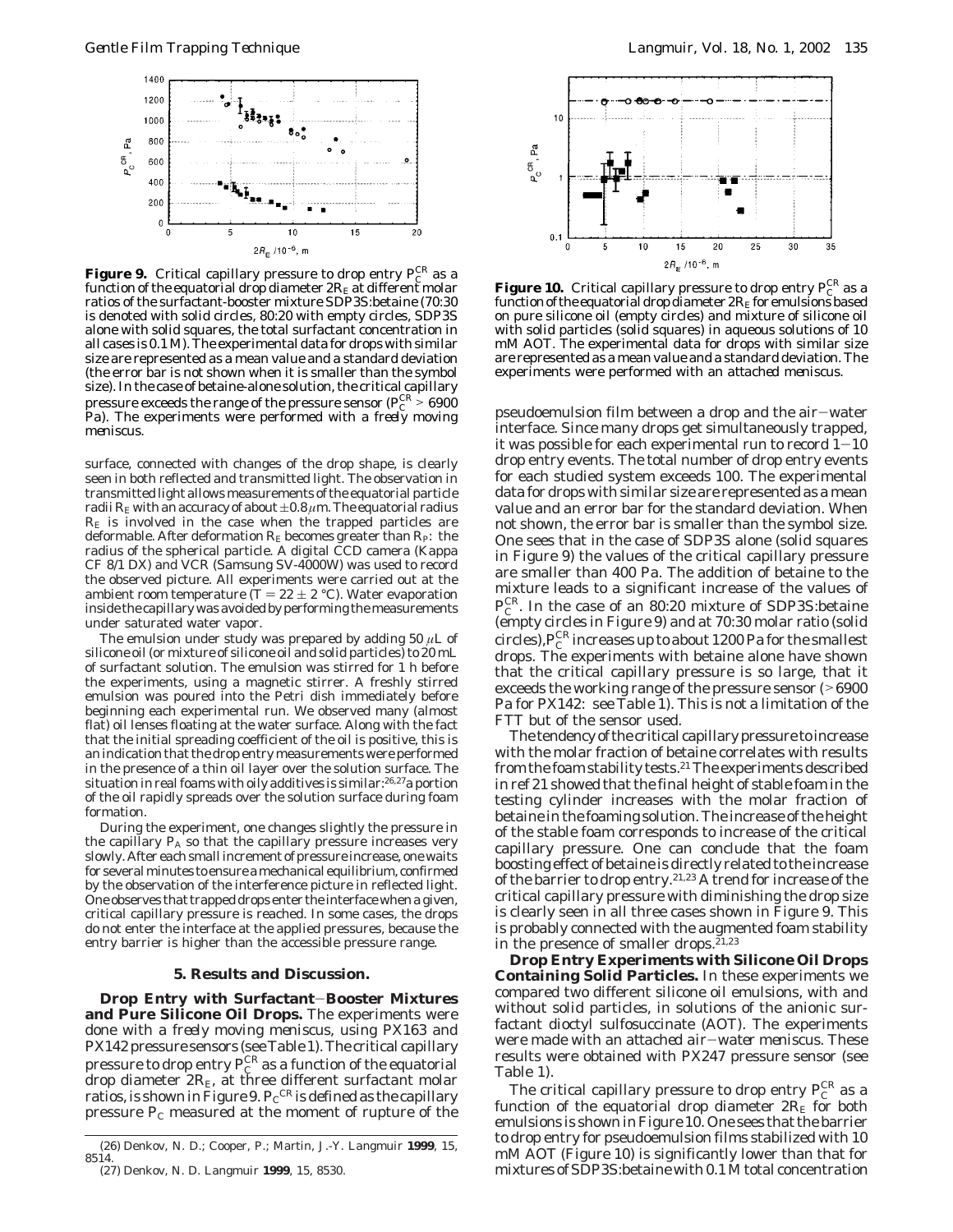**Figure 9.** Critical capillary pressure to drop entry $P_C^{CR}$ as a function of the equatorial drop diameter $2R_E$ at different molar ratios of the surfactant-booster mixture SDP3S:betaine (70:30 is denoted with solid circles, 80:20 with empty circles, SDP3S alone with solid squares, the total surfactant concentration in all cases is 0.1 M). The experimental data for drops with similar size are represented as a mean value and a standard deviation (the error bar is not shown when it is smaller than the symbol size). In the case of betaine-alone solution, the critical capillary pressure exceeds the range of the pressure sensor ($P_C^{CR} > 6900$ Pa). The experiments were performed with a *freely moving* meniscus.

surface, connected with changes of the drop shape, is clearly seen in both reflected and transmitted light. The observation in transmitted light allows measurements of the equatorial particle radii $R_E$ with an accuracy of about $\pm 0.8\ \mu$m. The equatorial radius $R_E$ is involved in the case when the trapped particles are deformable. After deformation $R_E$ becomes greater than $R_P$: the radius of the spherical particle. A digital CCD camera (Kappa CF 8/1 DX) and VCR (Samsung SV-4000W) was used to record the observed picture. All experiments were carried out at the ambient room temperature ($T = 22 \pm 2$ °C). Water evaporation inside the capillary was avoided by performing the measurements under saturated water vapor.

The emulsion under study was prepared by adding 50 $\mu$L of silicone oil (or mixture of silicone oil and solid particles) to 20 mL of surfactant solution. The emulsion was stirred for 1 h before the experiments, using a magnetic stirrer. A freshly stirred emulsion was poured into the Petri dish immediately before beginning each experimental run. We observed many (almost flat) oil lenses floating at the water surface. Along with the fact that the initial spreading coefficient of the oil is positive, this is an indication that the drop entry measurements were performed in the presence of a thin oil layer over the solution surface. The situation in real foams with oily additives is similar:[26,27] a portion of the oil rapidly spreads over the solution surface during foam formation.

During the experiment, one changes slightly the pressure in the capillary $P_A$ so that the capillary pressure increases very slowly. After each small increment of pressure increase, one waits for several minutes to ensure a mechanical equilibrium, confirmed by the observation of the interference picture in reflected light. One observes that trapped drops enter the interface when a given, critical capillary pressure is reached. In some cases, the drops do not enter the interface at the applied pressures, because the entry barrier is higher than the accessible pressure range.

## 5. Results and Discussion.

**Drop Entry with Surfactant–Booster Mixtures and Pure Silicone Oil Drops.** The experiments were done with a *freely moving meniscus*, using PX163 and PX142 pressure sensors (see Table 1). The critical capillary pressure to drop entry $P_C^{CR}$ as a function of the equatorial drop diameter $2R_E$, at three different surfactant molar ratios, is shown in Figure 9. $P_C^{CR}$ is defined as the capillary pressure $P_C$ measured at the moment of rupture of the

(26) Denkov, N. D.; Cooper, P.; Martin, J.-Y. *Langmuir* **1999**, *15*, 8514.
(27) Denkov, N. D. *Langmuir* **1999**, *15*, 8530.

**Figure 10.** Critical capillary pressure to drop entry $P_C^{CR}$ as a function of the equatorial drop diameter $2R_E$ for emulsions based on pure silicone oil (empty circles) and mixture of silicone oil with solid particles (solid squares) in aqueous solutions of 10 mM AOT. The experimental data for drops with similar size are represented as a mean value and a standard deviation. The experiments were performed with an *attached meniscus*.

pseudoemulsion film between a drop and the air–water interface. Since many drops get simultaneously trapped, it was possible for each experimental run to record 1–10 drop entry events. The total number of drop entry events for each studied system exceeds 100. The experimental data for drops with similar size are represented as a mean value and an error bar for the standard deviation. When not shown, the error bar is smaller than the symbol size. One sees that in the case of SDP3S alone (solid squares in Figure 9) the values of the critical capillary pressure are smaller than 400 Pa. The addition of betaine to the mixture leads to a significant increase of the values of $P_C^{CR}$. In the case of an 80:20 mixture of SDP3S:betaine (empty circles in Figure 9) and at 70:30 molar ratio (solid circles), $P_C^{CR}$ increases up to about 1200 Pa for the smallest drops. The experiments with betaine alone have shown that the critical capillary pressure is so large, that it exceeds the working range of the pressure sensor (>6900 Pa for PX142: see Table 1). This is not a limitation of the FTT but of the sensor used.

The tendency of the critical capillary pressure to increase with the molar fraction of betaine correlates with results from the foam stability tests.[21] The experiments described in ref 21 showed that the final height of stable foam in the testing cylinder increases with the molar fraction of betaine in the foaming solution. The increase of the height of the stable foam corresponds to increase of the critical capillary pressure. One can conclude that the foam boosting effect of betaine is directly related to the increase of the barrier to drop entry.[21,23] A trend for increase of the critical capillary pressure with diminishing the drop size is clearly seen in all three cases shown in Figure 9. This is probably connected with the augmented foam stability in the presence of smaller drops.[21,23]

**Drop Entry Experiments with Silicone Oil Drops Containing Solid Particles.** In these experiments we compared two different silicone oil emulsions, with and without solid particles, in solutions of the anionic surfactant dioctyl sulfosuccinate (AOT). The experiments were made with an *attached* air–water meniscus. These results were obtained with PX247 pressure sensor (see Table 1).

The critical capillary pressure to drop entry $P_C^{CR}$ as a function of the equatorial drop diameter $2R_E$ for both emulsions is shown in Figure 10. One sees that the barrier to drop entry for pseudoemulsion films stabilized with 10 mM AOT (Figure 10) is significantly lower than that for mixtures of SDP3S:betaine with 0.1 M total concentration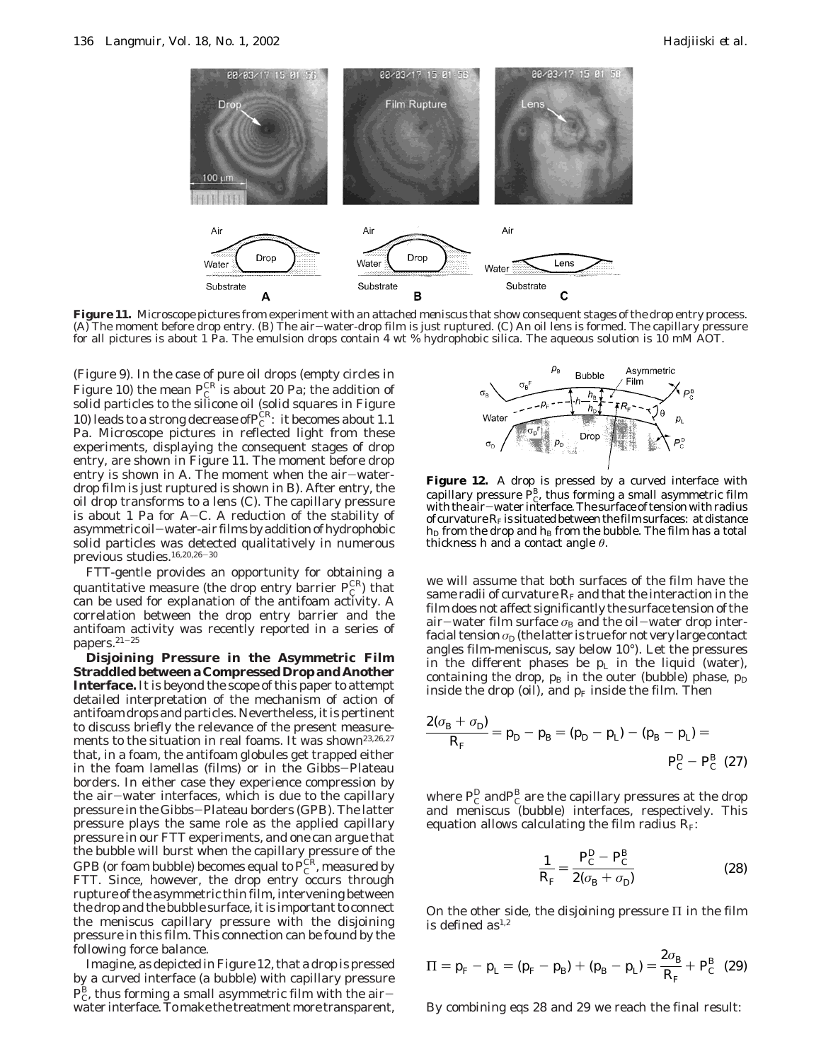**Figure 11.** Microscope pictures from experiment with an attached meniscus that show consequent stages of the drop entry process. (A) The moment before drop entry. (B) The air−water-drop film is just ruptured. (C) An oil lens is formed. The capillary pressure for all pictures is about 1 Pa. The emulsion drops contain 4 wt % hydrophobic silica. The aqueous solution is 10 mM AOT.

(Figure 9). In the case of pure oil drops (empty circles in Figure 10) the mean $P_C^{CR}$ is about 20 Pa; the addition of solid particles to the silicone oil (solid squares in Figure 10) leads to a strong decrease of $P_C^{CR}$: it becomes about 1.1 Pa. Microscope pictures in reflected light from these experiments, displaying the consequent stages of drop entry, are shown in Figure 11. The moment before drop entry is shown in A. The moment when the air−water-drop film is just ruptured is shown in B). After entry, the oil drop transforms to a lens (C). The capillary pressure is about 1 Pa for A−C. A reduction of the stability of asymmetric oil−water-air films by addition of hydrophobic solid particles was detected qualitatively in numerous previous studies.[16,20,26−30]

FTT-gentle provides an opportunity for obtaining a quantitative measure (the drop entry barrier $P_C^{CR}$) that can be used for explanation of the antifoam activity. A correlation between the drop entry barrier and the antifoam activity was recently reported in a series of papers.[21−25]

**Disjoining Pressure in the Asymmetric Film Straddled between a Compressed Drop and Another Interface.** It is beyond the scope of this paper to attempt detailed interpretation of the mechanism of action of antifoam drops and particles. Nevertheless, it is pertinent to discuss briefly the relevance of the present measurements to the situation in real foams. It was shown[23,26,27] that, in a foam, the antifoam globules get trapped either in the foam lamellas (films) or in the Gibbs−Plateau borders. In either case they experience compression by the air−water interfaces, which is due to the capillary pressure in the Gibbs−Plateau borders (GPB). The latter pressure plays the same role as the applied capillary pressure in our FTT experiments, and one can argue that the bubble will burst when the capillary pressure of the GPB (or foam bubble) becomes equal to $P_C^{CR}$, measured by FTT. Since, however, the drop entry occurs through rupture of the asymmetric thin film, intervening between the drop and the bubble surface, it is important to connect the meniscus capillary pressure with the disjoining pressure in this film. This connection can be found by the following force balance.

Imagine, as depicted in Figure 12, that a drop is pressed by a curved interface (a bubble) with capillary pressure $P_C^B$, thus forming a small asymmetric film with the air−water interface. To make the treatment more transparent,

**Figure 12.** A drop is pressed by a curved interface with capillary pressure $P_C^B$, thus forming a small asymmetric film with the air−water interface. The surface of tension with radius of curvature $R_F$ is situated between the film surfaces: at distance $h_D$ from the drop and $h_B$ from the bubble. The film has a total thickness $h$ and a contact angle $\theta$.

we will assume that both surfaces of the film have the same radii of curvature $R_F$ and that the interaction in the film does not affect significantly the surface tension of the air−water film surface $\sigma_B$ and the oil−water drop interfacial tension $\sigma_D$ (the latter is true for not very large contact angles film-meniscus, say below 10°). Let the pressures in the different phases be $p_L$ in the liquid (water), containing the drop, $p_B$ in the outer (bubble) phase, $p_D$ inside the drop (oil), and $p_F$ inside the film. Then

$$\frac{2(\sigma_B + \sigma_D)}{R_F} = p_D - p_B = (p_D - p_L) - (p_B - p_L) = P_C^D - P_C^B \quad (27)$$

where $P_C^D$ and $P_C^B$ are the capillary pressures at the drop and meniscus (bubble) interfaces, respectively. This equation allows calculating the film radius $R_F$:

$$\frac{1}{R_F} = \frac{P_C^D - P_C^B}{2(\sigma_B + \sigma_D)} \quad (28)$$

On the other side, the disjoining pressure $\Pi$ in the film is defined as[1,2]

$$\Pi = p_F - p_L = (p_F - p_B) + (p_B - p_L) = \frac{2\sigma_B}{R_F} + P_C^B \quad (29)$$

By combining eqs 28 and 29 we reach the final result: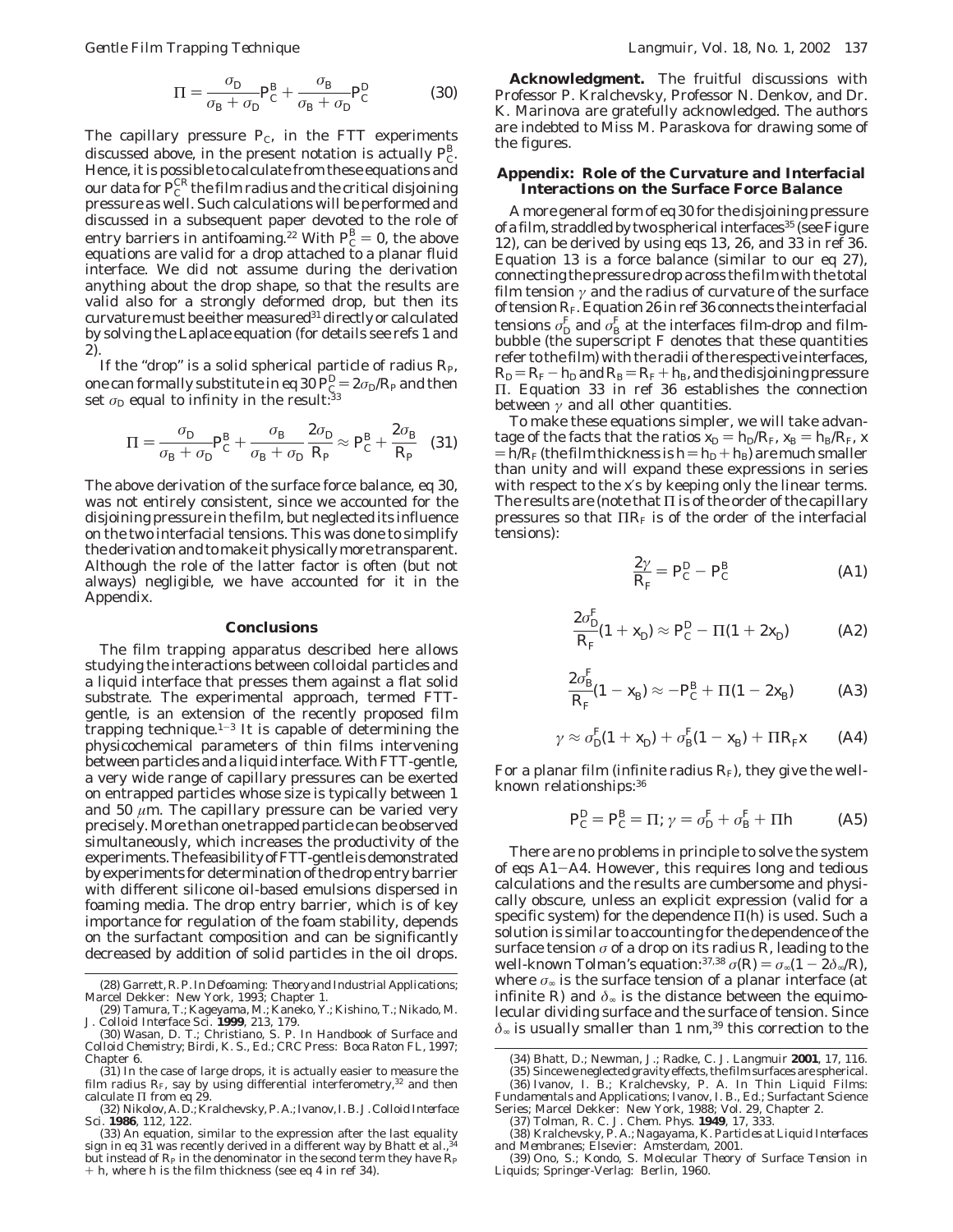$$\Pi = \frac{\sigma_D}{\sigma_B + \sigma_D} P_C^B + \frac{\sigma_B}{\sigma_B + \sigma_D} P_C^D \quad (30)$$

The capillary pressure $P_C$, in the FTT experiments discussed above, in the present notation is actually $P_C^B$. Hence, it is possible to calculate from these equations and our data for $P_C^{CR}$ the film radius and the critical disjoining pressure as well. Such calculations will be performed and discussed in a subsequent paper devoted to the role of entry barriers in antifoaming.[22] With $P_C^B = 0$, the above equations are valid for a drop attached to a planar fluid interface. We did not assume during the derivation anything about the drop shape, so that the results are valid also for a strongly deformed drop, but then its curvature must be either measured[31] directly or calculated by solving the Laplace equation (for details see refs 1 and 2).

If the "drop" is a solid spherical particle of radius $R_P$, one can formally substitute in eq 30 $P_C^D = 2\sigma_D/R_P$ and then set $\sigma_D$ equal to infinity in the result:[33]

$$\Pi = \frac{\sigma_D}{\sigma_B + \sigma_D} P_C^B + \frac{\sigma_B}{\sigma_B + \sigma_D} \frac{2\sigma_D}{R_P} \approx P_C^B + \frac{2\sigma_B}{R_P} \quad (31)$$

The above derivation of the surface force balance, eq 30, was not entirely consistent, since we accounted for the disjoining pressure in the film, but neglected its influence on the two interfacial tensions. This was done to simplify the derivation and to make it physically more transparent. Although the role of the latter factor is often (but not always) negligible, we have accounted for it in the Appendix.

## Conclusions

The film trapping apparatus described here allows studying the interactions between colloidal particles and a liquid interface that presses them against a flat solid substrate. The experimental approach, termed FTT-gentle, is an extension of the recently proposed film trapping technique.[1-3] It is capable of determining the physicochemical parameters of thin films intervening between particles and a liquid interface. With FTT-gentle, a very wide range of capillary pressures can be exerted on entrapped particles whose size is typically between 1 and 50 $\mu$m. The capillary pressure can be varied very precisely. More than one trapped particle can be observed simultaneously, which increases the productivity of the experiments. The feasibility of FTT-gentle is demonstrated by experiments for determination of the drop entry barrier with different silicone oil-based emulsions dispersed in foaming media. The drop entry barrier, which is of key importance for regulation of the foam stability, depends on the surfactant composition and can be significantly decreased by addition of solid particles in the oil drops.

**Acknowledgment.** The fruitful discussions with Professor P. Kralchevsky, Professor N. Denkov, and Dr. K. Marinova are gratefully acknowledged. The authors are indebted to Miss M. Paraskova for drawing some of the figures.

## Appendix: Role of the Curvature and Interfacial Interactions on the Surface Force Balance

A more general form of eq 30 for the disjoining pressure of a film, straddled by two spherical interfaces[35] (see Figure 12), can be derived by using eqs 13, 26, and 33 in ref 36. Equation 13 is a force balance (similar to our eq 27), connecting the pressure drop across the film with the total film tension $\gamma$ and the radius of curvature of the surface of tension $R_F$. Equation 26 in ref 36 connects the interfacial tensions $\sigma_D^F$ and $\sigma_B^F$ at the interfaces film-drop and film-bubble (the superscript F denotes that these quantities refer to the film) with the radii of the respective interfaces, $R_D = R_F - h_D$ and $R_B = R_F + h_B$, and the disjoining pressure $\Pi$. Equation 33 in ref 36 establishes the connection between $\gamma$ and all other quantities.

To make these equations simpler, we will take advantage of the facts that the ratios $x_D = h_D/R_F$, $x_B = h_B/R_F$, $x = h/R_F$ (the film thickness is $h = h_D + h_B$) are much smaller than unity and will expand these expressions in series with respect to the x's by keeping only the linear terms. The results are (note that $\Pi$ is of the order of the capillary pressures so that $\Pi R_F$ is of the order of the interfacial tensions):

$$\frac{2\gamma}{R_F} = P_C^D - P_C^B \quad (A1)$$

$$\frac{2\sigma_D^F}{R_F}(1 + x_D) \approx P_C^D - \Pi(1 + 2x_D) \quad (A2)$$

$$\frac{2\sigma_B^F}{R_F}(1 - x_B) \approx -P_C^B + \Pi(1 - 2x_B) \quad (A3)$$

$$\gamma \approx \sigma_D^F(1 + x_D) + \sigma_B^F(1 - x_B) + \Pi R_F x \quad (A4)$$

For a planar film (infinite radius $R_F$), they give the well-known relationships:[36]

$$P_C^D = P_C^B = \Pi; \; \gamma = \sigma_D^F + \sigma_B^F + \Pi h \quad (A5)$$

There are no problems in principle to solve the system of eqs A1–A4. However, this requires long and tedious calculations and the results are cumbersome and physically obscure, unless an explicit expression (valid for a specific system) for the dependence $\Pi(h)$ is used. Such a solution is similar to accounting for the dependence of the surface tension $\sigma$ of a drop on its radius $R$, leading to the well-known Tolman's equation:[37,38] $\sigma(R) = \sigma_\infty(1 - 2\delta_\infty/R)$, where $\sigma_\infty$ is the surface tension of a planar interface (at infinite $R$) and $\delta_\infty$ is the distance between the equimolecular dividing surface and the surface of tension. Since $\delta_\infty$ is usually smaller than 1 nm,[39] this correction to the

(28) Garrett, R. P. In *Defoaming: Theory and Industrial Applications*; Marcel Dekker: New York, 1993; Chapter 1.

(29) Tamura, T.; Kageyama, M.; Kaneko, Y.; Kishino, T.; Nikado, M. *J. Colloid Interface Sci.* **1999**, *213*, 179.

(30) Wasan, D. T.; Christiano, S. P. In *Handbook of Surface and Colloid Chemistry*; Birdi, K. S., Ed.; CRC Press: Boca Raton FL, 1997; Chapter 6.

(31) In the case of large drops, it is actually easier to measure the film radius $R_F$, say by using differential interferometry,[32] and then calculate $\Pi$ from eq 29.

(32) Nikolov, A. D.; Kralchevsky, P. A.; Ivanov, I. B. *J. Colloid Interface Sci.* **1986**, *112*, 122.

(33) An equation, similar to the expression after the last equality sign in eq 31 was recently derived in a different way by Bhatt et al.,[34] but instead of $R_P$ in the denominator in the second term they have $R_P + h$, where $h$ is the film thickness (see eq 4 in ref 34).

(34) Bhatt, D.; Newman, J.; Radke, C. J. *Langmuir* **2001**, *17*, 116.

(35) Since we neglected gravity effects, the film surfaces are spherical.

(36) Ivanov, I. B.; Kralchevsky, P. A. In *Thin Liquid Films: Fundamentals and Applications*; Ivanov, I. B., Ed.; Surfactant Science Series; Marcel Dekker: New York, 1988; Vol. 29, Chapter 2.

(37) Tolman, R. C. *J. Chem. Phys.* **1949**, *17*, 333.

(38) Kralchevsky, P. A.; Nagayama, K. *Particles at Liquid Interfaces and Membranes*; Elsevier: Amsterdam, 2001.

(39) Ono, S.; Kondo, S. *Molecular Theory of Surface Tension in Liquids*; Springer-Verlag: Berlin, 1960.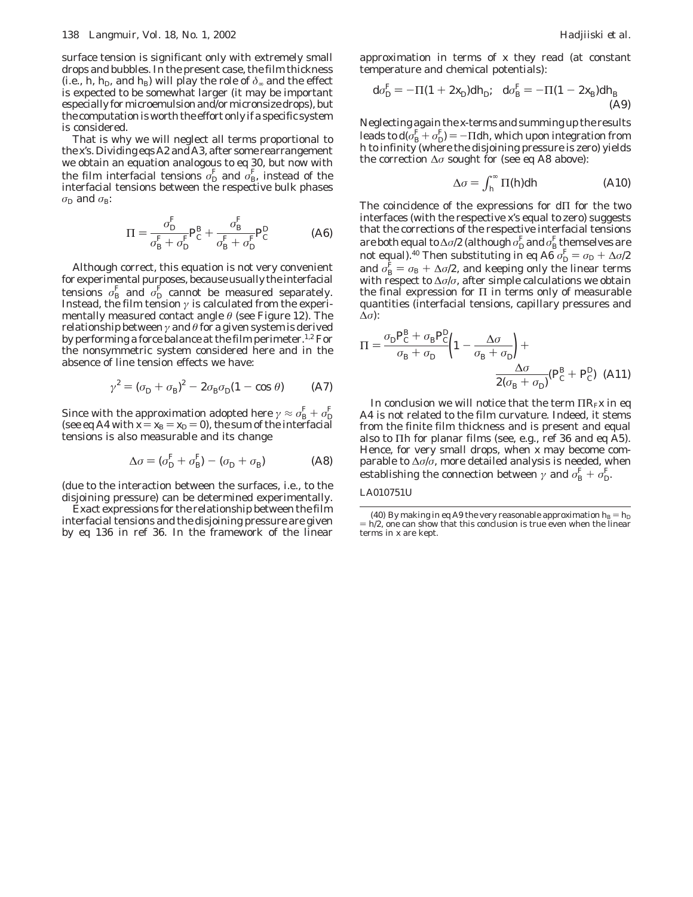surface tension is significant only with extremely small drops and bubbles. In the present case, the film thickness (i.e., $h$, $h_D$, and $h_B$) will play the role of $\delta_\infty$ and the effect is expected to be somewhat larger (it may be important especially for microemulsion and/or micronsize drops), but the computation is worth the effort only if a specific system is considered.

That is why we will neglect all terms proportional to the $x$'s. Dividing eqs A2 and A3, after some rearrangement we obtain an equation analogous to eq 30, but now with the film interfacial tensions $\sigma_D^F$ and $\sigma_B^F$, instead of the interfacial tensions between the respective bulk phases $\sigma_D$ and $\sigma_B$:

$$\Pi = \frac{\sigma_D^F}{\sigma_B^F + \sigma_D^F} P_C^B + \frac{\sigma_B^F}{\sigma_B^F + \sigma_D^F} P_C^D \qquad \text{(A6)}$$

Although correct, this equation is not very convenient for experimental purposes, because usually the interfacial tensions $\sigma_B^F$ and $\sigma_D^F$ cannot be measured separately. Instead, the film tension $\gamma$ is calculated from the experimentally measured contact angle $\theta$ (see Figure 12). The relationship between $\gamma$ and $\theta$ for a given system is derived by performing a force balance at the film perimeter.[1,2] For the nonsymmetric system considered here and in the absence of line tension effects we have:

$$\gamma^2 = (\sigma_D + \sigma_B)^2 - 2\sigma_B\sigma_D(1 - \cos\theta) \qquad \text{(A7)}$$

Since with the approximation adopted here $\gamma \approx \sigma_B^F + \sigma_D^F$ (see eq A4 with $x = x_B = x_D = 0$), the sum of the interfacial tensions is also measurable and its change

$$\Delta\sigma = (\sigma_D^F + \sigma_B^F) - (\sigma_D + \sigma_B) \qquad \text{(A8)}$$

(due to the interaction between the surfaces, i.e., to the disjoining pressure) can be determined experimentally.

Exact expressions for the relationship between the film interfacial tensions and the disjoining pressure are given by eq 136 in ref 36. In the framework of the linear approximation in terms of $x$ they read (at constant temperature and chemical potentials):

$$d\sigma_D^F = -\Pi(1 + 2x_D)dh_D; \quad d\sigma_B^F = -\Pi(1 - 2x_B)dh_B \qquad \text{(A9)}$$

Neglecting again the $x$-terms and summing up the results leads to $d(\sigma_B^F + \sigma_D^F) = -\Pi dh$, which upon integration from $h$ to infinity (where the disjoining pressure is zero) yields the correction $\Delta\sigma$ sought for (see eq A8 above):

$$\Delta\sigma = \int_h^\infty \Pi(h)dh \qquad \text{(A10)}$$

The coincidence of the expressions for $d\Pi$ for the two interfaces (with the respective $x$'s equal to zero) suggests that the corrections of the respective interfacial tensions are both equal to $\Delta\sigma/2$ (although $\sigma_D^F$ and $\sigma_B^F$ themselves are not equal).[40] Then substituting in eq A6 $\sigma_D^F = \sigma_D + \Delta\sigma/2$ and $\sigma_B^F = \sigma_B + \Delta\sigma/2$, and keeping only the linear terms with respect to $\Delta\sigma/\sigma$, after simple calculations we obtain the final expression for $\Pi$ in terms only of measurable quantities (interfacial tensions, capillary pressures and $\Delta\sigma$):

$$\Pi = \frac{\sigma_D P_C^B + \sigma_B P_C^D}{\sigma_B + \sigma_D}\left(1 - \frac{\Delta\sigma}{\sigma_B + \sigma_D}\right) + \frac{\Delta\sigma}{2(\sigma_B + \sigma_D)}(P_C^B + P_C^D) \qquad \text{(A11)}$$

In conclusion we will notice that the term $\Pi R_F x$ in eq A4 is not related to the film curvature. Indeed, it stems from the finite film thickness and is present and equal also to $\Pi h$ for planar films (see, e.g., ref 36 and eq A5). Hence, for very small drops, when $x$ may become comparable to $\Delta\sigma/\sigma$, more detailed analysis is needed, when establishing the connection between $\gamma$ and $\sigma_B^F + \sigma_D^F$.

LA010751U

(40) By making in eq A9 the very reasonable approximation $h_B = h_D = h/2$, one can show that this conclusion is true even when the linear terms in $x$ are kept.